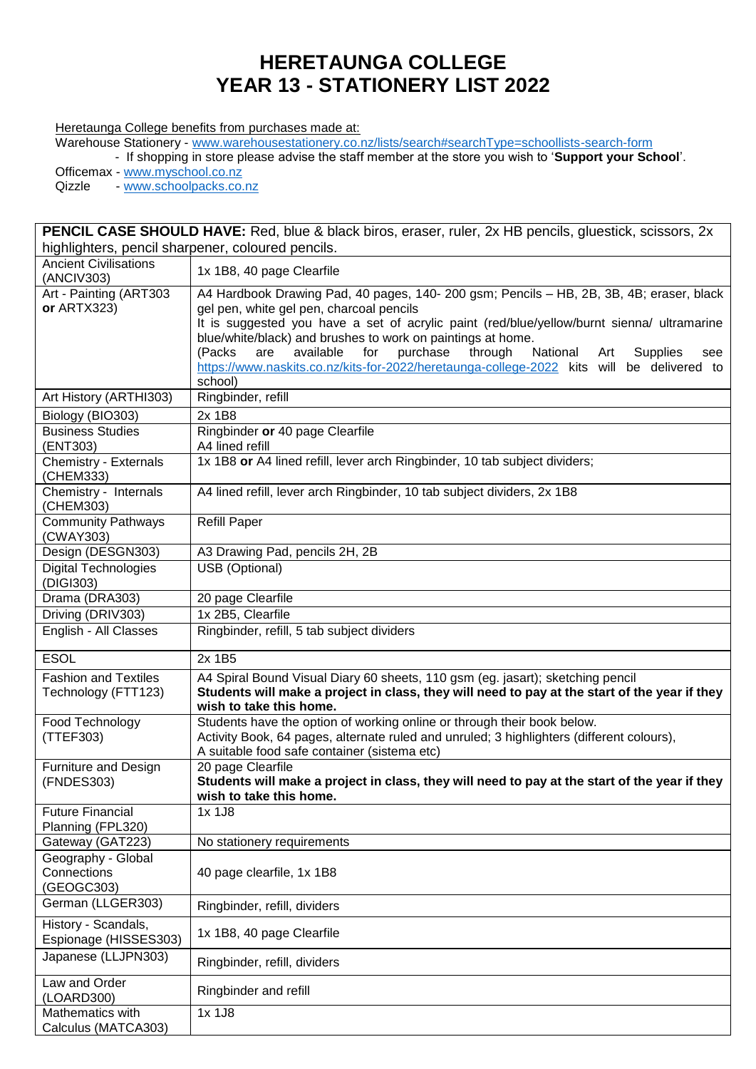# HERETAUNGA COLLEGE
# YEAR 13 - STATIONERY LIST 2022

Heretaunga College benefits from purchases made at:

Warehouse Stationery - www.warehousestationery.co.nz/lists/search#searchType=schoollists-search-form

- If shopping in store please advise the staff member at the store you wish to '**Support your School**'.

Officemax - www.myschool.co.nz

Qizzle - www.schoolpacks.co.nz

| **PENCIL CASE SHOULD HAVE:** Red, blue & black biros, eraser, ruler, 2x HB pencils, gluestick, scissors, 2x highlighters, pencil sharpener, coloured pencils. | |
|---|---|
| Ancient Civilisations (ANCIV303) | 1x 1B8, 40 page Clearfile |
| Art - Painting (ART303 **or** ARTX323) | A4 Hardbook Drawing Pad, 40 pages, 140- 200 gsm; Pencils – HB, 2B, 3B, 4B; eraser, black gel pen, white gel pen, charcoal pencils<br>It is suggested you have a set of acrylic paint (red/blue/yellow/burnt sienna/ ultramarine blue/white/black) and brushes to work on paintings at home.<br>(Packs are available for purchase through National Art Supplies see https://www.naskits.co.nz/kits-for-2022/heretaunga-college-2022 kits will be delivered to school) |
| Art History (ARTHI303) | Ringbinder, refill |
| Biology (BIO303) | 2x 1B8 |
| Business Studies (ENT303) | Ringbinder **or** 40 page Clearfile<br>A4 lined refill |
| Chemistry - Externals (CHEM333) | 1x 1B8 **or** A4 lined refill, lever arch Ringbinder, 10 tab subject dividers; |
| Chemistry - Internals (CHEM303) | A4 lined refill, lever arch Ringbinder, 10 tab subject dividers, 2x 1B8 |
| Community Pathways (CWAY303) | Refill Paper |
| Design (DESGN303) | A3 Drawing Pad, pencils 2H, 2B |
| Digital Technologies (DIGI303) | USB (Optional) |
| Drama (DRA303) | 20 page Clearfile |
| Driving (DRIV303) | 1x 2B5, Clearfile |
| English - All Classes | Ringbinder, refill, 5 tab subject dividers |
| ESOL | 2x 1B5 |
| Fashion and Textiles Technology (FTT123) | A4 Spiral Bound Visual Diary 60 sheets, 110 gsm (eg. jasart); sketching pencil<br>**Students will make a project in class, they will need to pay at the start of the year if they wish to take this home.** |
| Food Technology (TTEF303) | Students have the option of working online or through their book below.<br>Activity Book, 64 pages, alternate ruled and unruled; 3 highlighters (different colours),<br>A suitable food safe container (sistema etc) |
| Furniture and Design (FNDES303) | 20 page Clearfile<br>**Students will make a project in class, they will need to pay at the start of the year if they wish to take this home.** |
| Future Financial Planning (FPL320) | 1x 1J8 |
| Gateway (GAT223) | No stationery requirements |
| Geography - Global Connections (GEOGC303) | 40 page clearfile, 1x 1B8 |
| German (LLGER303) | Ringbinder, refill, dividers |
| History - Scandals, Espionage (HISSES303) | 1x 1B8, 40 page Clearfile |
| Japanese (LLJPN303) | Ringbinder, refill, dividers |
| Law and Order (LOARD300) | Ringbinder and refill |
| Mathematics with Calculus (MATCA303) | 1x 1J8 |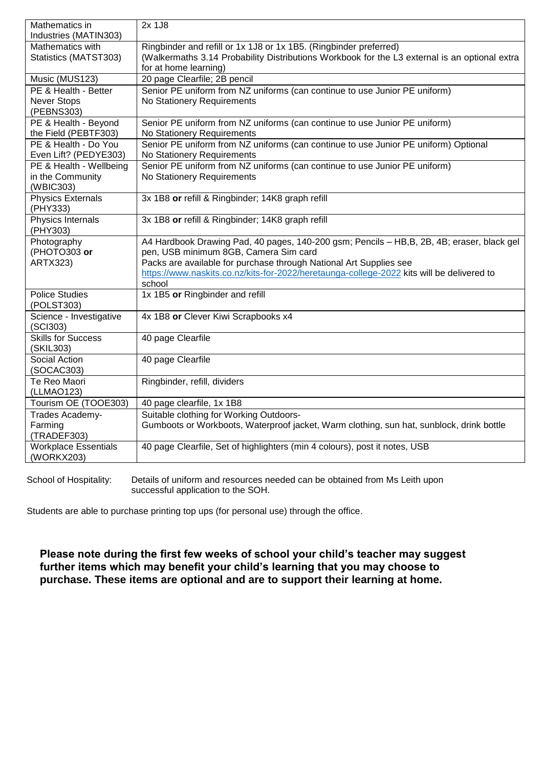| | |
|---|---|
| Mathematics in Industries (MATIN303) | 2x 1J8 |
| Mathematics with Statistics (MATST303) | Ringbinder and refill or 1x 1J8 or 1x 1B5. (Ringbinder preferred) (Walkermaths 3.14 Probability Distributions Workbook for the L3 external is an optional extra for at home learning) |
| Music (MUS123) | 20 page Clearfile; 2B pencil |
| PE & Health - Better Never Stops (PEBNS303) | Senior PE uniform from NZ uniforms (can continue to use Junior PE uniform) No Stationery Requirements |
| PE & Health - Beyond the Field (PEBTF303) | Senior PE uniform from NZ uniforms (can continue to use Junior PE uniform) No Stationery Requirements |
| PE & Health - Do You Even Lift? (PEDYE303) | Senior PE uniform from NZ uniforms (can continue to use Junior PE uniform) Optional No Stationery Requirements |
| PE & Health - Wellbeing in the Community (WBIC303) | Senior PE uniform from NZ uniforms (can continue to use Junior PE uniform) No Stationery Requirements |
| Physics Externals (PHY333) | 3x 1B8 **or** refill & Ringbinder; 14K8 graph refill |
| Physics Internals (PHY303) | 3x 1B8 **or** refill & Ringbinder; 14K8 graph refill |
| Photography (PHOTO303 **or** ARTX323) | A4 Hardbook Drawing Pad, 40 pages, 140-200 gsm; Pencils – HB,B, 2B, 4B; eraser, black gel pen, USB minimum 8GB, Camera Sim card Packs are available for purchase through National Art Supplies see https://www.naskits.co.nz/kits-for-2022/heretaunga-college-2022 kits will be delivered to school |
| Police Studies (POLST303) | 1x 1B5 **or** Ringbinder and refill |
| Science - Investigative (SCI303) | 4x 1B8 **or** Clever Kiwi Scrapbooks x4 |
| Skills for Success (SKIL303) | 40 page Clearfile |
| Social Action (SOCAC303) | 40 page Clearfile |
| Te Reo Maori (LLMAO123) | Ringbinder, refill, dividers |
| Tourism OE (TOOE303) | 40 page clearfile, 1x 1B8 |
| Trades Academy- Farming (TRADEF303) | Suitable clothing for Working Outdoors- Gumboots or Workboots, Waterproof jacket, Warm clothing, sun hat, sunblock, drink bottle |
| Workplace Essentials (WORKX203) | 40 page Clearfile, Set of highlighters (min 4 colours), post it notes, USB |

School of Hospitality: Details of uniform and resources needed can be obtained from Ms Leith upon successful application to the SOH.

Students are able to purchase printing top ups (for personal use) through the office.

**Please note during the first few weeks of school your child's teacher may suggest further items which may benefit your child's learning that you may choose to purchase. These items are optional and are to support their learning at home.**